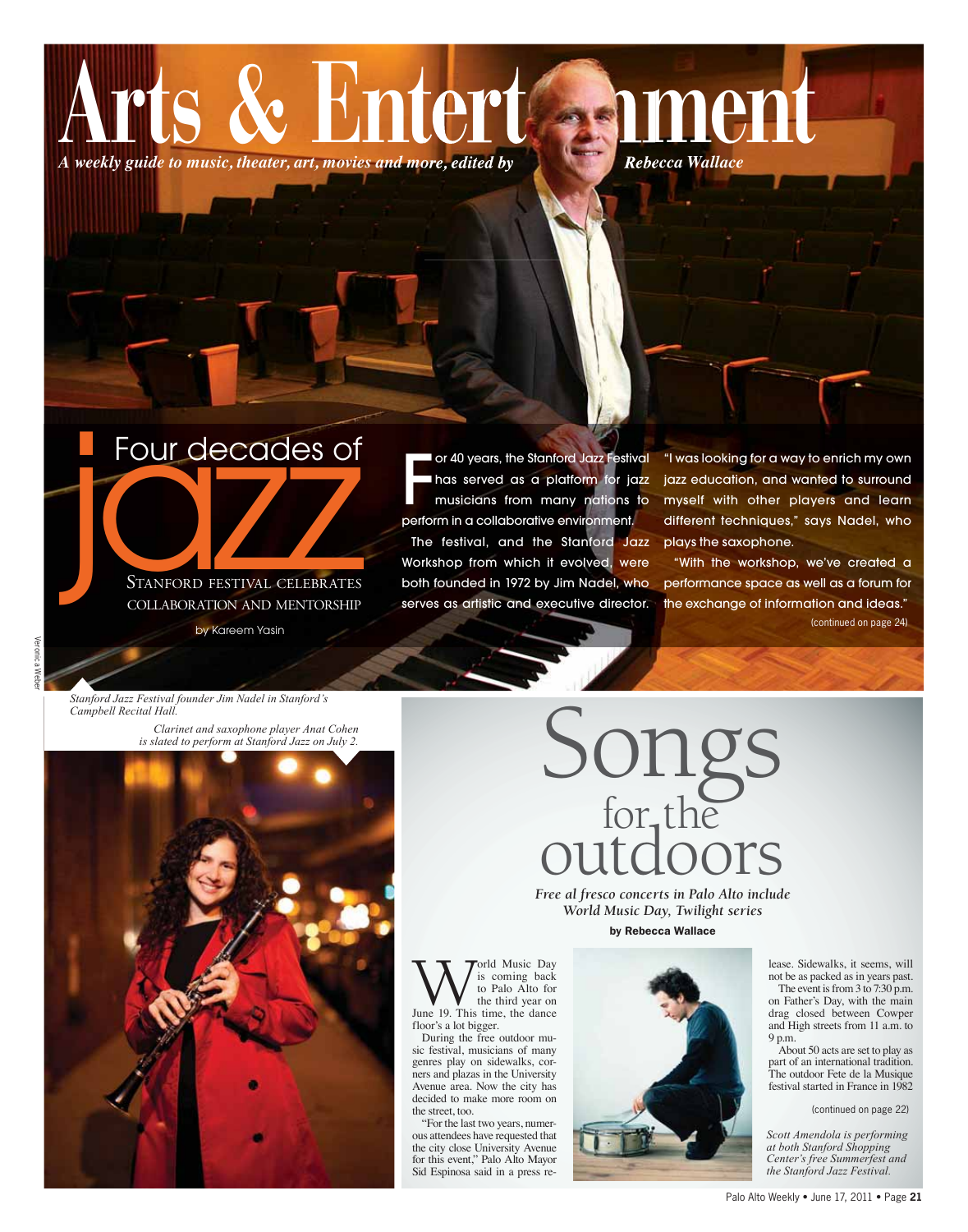# Arts & Entertainment

*A weekly guide to music, theater, art, movies and more, edited by Rebecca Wallace*

## Four decades of jazz

### STANFORD FESTIVAL CELEBRATES COLLABORATION AND MENTORSHIP

by Kareem Yasin

For 40 years, the Stanford Jazz Festival has served as a platform for jazz musicians from many nations to perform in a collaborative environment.

The festival, and the Stanford Jazz Workshop from which it evolved, were both founded in 1972 by Jim Nadel, who serves as artistic and executive director.

"I was looking for a way to enrich my own jazz education, and wanted to surround myself with other players and learn different techniques," says Nadel, who plays the saxophone.

"With the workshop, we've created a performance space as well as a forum for the exchange of information and ideas."

(continued on page 24)

Veronica Weber

*Stanford Jazz Festival founder Jim Nadel in Stanford's Campbell Recital Hall.*

*Clarinet and saxophone player Anat Cohen is slated to perform at Stanford Jazz on July 2.*

## Songs for the outdoors

*Free al fresco concerts in Palo Alto include World Music Day, Twilight series*

**by Rebecca Wallace**

World Music Day is coming back to Palo Alto for the third year on June 19. This time, the dance floor's a lot bigger.

During the free outdoor music festival, musicians of many genres play on sidewalks, corners and plazas in the University Avenue area. Now the city has decided to make more room on the street, too.

"For the last two years, numerous attendees have requested that the city close University Avenue for this event," Palo Alto Mayor Sid Espinosa said in a press release. Sidewalks, it seems, will not be as packed as in years past.

The event is from 3 to 7:30 p.m. on Father's Day, with the main drag closed between Cowper and High streets from 11 a.m. to 9 p.m.

About 50 acts are set to play as part of an international tradition. The outdoor Fete de la Musique festival started in France in 1982

(continued on page 22)

*Scott Amendola is performing at both Stanford Shopping Center's free Summerfest and the Stanford Jazz Festival.*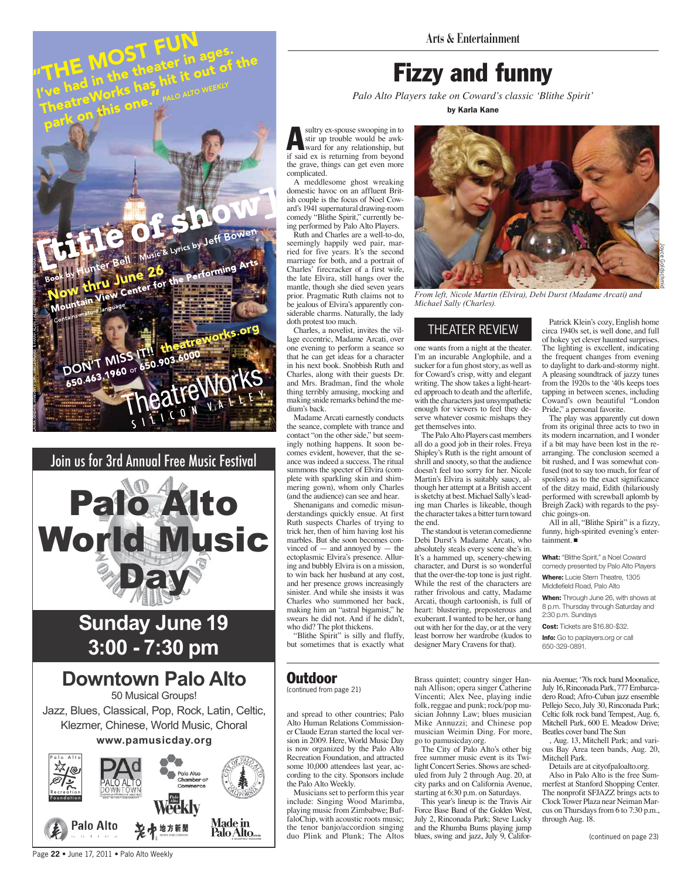"THE MOST FUN I've had in the theater in ages. TheatreWorks has hit it out of the park on this one." PALO ALTO WEEKLY

[title of show]

Book by Hunter Bell Music & Lyrics by Jeff Bowen

Now thru June 26 Mountain View Center for the Performing Arts

Contains mature language

DON'T MISS IT!! theatreworks.org 650.463.1960 or 650.903.6000

TheatreWorks SILICON VALLEY

Join us for 3rd Annual Free Music Festival

# Palo Alto World Music Day

## Sunday June 19 3:00 - 7:30 pm

## Downtown Palo Alto

50 Musical Groups!

Jazz, Blues, Classical, Pop, Rock, Latin, Celtic, Klezmer, Chinese, World Music, Choral

**www.pamusicday.org**

Arts & Entertainment

# Fizzy and funny

*Palo Alto Players take on Coward's classic 'Blithe Spirit'*

**by Karla Kane**

A sultry ex-spouse swooping in to stir up trouble would be awkward for any relationship, but if said ex is returning from beyond the grave, things can get even more complicated.

A meddlesome ghost wreaking domestic havoc on an affluent British couple is the focus of Noel Coward's 1941 supernatural drawing-room comedy "Blithe Spirit," currently being performed by Palo Alto Players.

Ruth and Charles are a well-to-do, seemingly happily wed pair, married for five years. It's the second marriage for both, and a portrait of Charles' firecracker of a first wife, the late Elvira, still hangs over the mantle, though she died seven years prior. Pragmatic Ruth claims not to be jealous of Elvira's apparently considerable charms. Naturally, the lady doth protest too much.

Charles, a novelist, invites the village eccentric, Madame Arcati, over one evening to perform a seance so that he can get ideas for a character in his next book. Snobbish Ruth and Charles, along with their guests Dr. and Mrs. Bradman, find the whole thing terribly amusing, mocking and making snide remarks behind the medium's back.

Madame Arcati earnestly conducts the seance, complete with trance and contact "on the other side," but seemingly nothing happens. It soon becomes evident, however, that the seance was indeed a success. The ritual summons the specter of Elvira (complete with sparkling skin and shimmering gown), whom only Charles (and the audience) can see and hear.

Shenanigans and comedic misunderstandings quickly ensue. At first Ruth suspects Charles of trying to trick her, then of him having lost his marbles. But she soon becomes convinced of — and annoyed by — the ectoplasmic Elvira's presence. Alluring and bubbly Elvira is on a mission, to win back her husband at any cost, and her presence grows increasingly sinister. And while she insists it was Charles who summoned her back, making him an "astral bigamist," he swears he did not. And if he didn't, who did? The plot thickens.

"Blithe Spirit" is silly and fluffy, but sometimes that is exactly what one wants from a night at the theater. I'm an incurable Anglophile, and a sucker for a fun ghost story, as well as for Coward's crisp, witty and elegant writing. The show takes a light-hearted approach to death and the afterlife, with the characters just unsympathetic enough for viewers to feel they deserve whatever cosmic mishaps they get themselves into.

From left, Nicole Martin (Elvira), Debi Durst (Madame Arcati) and Michael Sally (Charles).

## THEATER REVIEW

The Palo Alto Players cast members all do a good job in their roles. Freya Shipley's Ruth is the right amount of shrill and snooty, so that the audience doesn't feel too sorry for her. Nicole Martin's Elvira is suitably saucy, although her attempt at a British accent is sketchy at best. Michael Sally's leading man Charles is likeable, though the character takes a bitter turn toward the end.

The standout is veteran comedienne Debi Durst's Madame Arcati, who absolutely steals every scene she's in. It's a hammed up, scenery-chewing character, and Durst is so wonderful that the over-the-top tone is just right. While the rest of the characters are rather frivolous and catty, Madame Arcati, though cartoonish, is full of heart: blustering, preposterous and exuberant. I wanted to be her, or hang out with her for the day, or at the very least borrow her wardrobe (kudos to designer Mary Cravens for that).

Patrick Klein's cozy, English home circa 1940s set, is well done, and full of hokey yet clever haunted surprises. The lighting is excellent, indicating the frequent changes from evening to daylight to dark-and-stormy night. A pleasing soundtrack of jazzy tunes from the 1920s to the '40s keeps toes tapping in between scenes, including Coward's own beautiful "London Pride," a personal favorite.

The play was apparently cut down from its original three acts to two in its modern incarnation, and I wonder if a bit may have been lost in the rearranging. The conclusion seemed a bit rushed, and I was somewhat confused (not to say too much, for fear of spoilers) as to the exact significance of the ditzy maid, Edith (hilariously performed with screwball aplomb by Breigh Zack) with regards to the psychic goings-on.

All in all, "Blithe Spirit" is a fizzy, funny, high-spirited evening's entertainment. ■

**What:** "Blithe Spirit," a Noel Coward comedy presented by Palo Alto Players

**Where:** Lucie Stern Theatre, 1305 Middlefield Road, Palo Alto

**When:** Through June 26, with shows at 8 p.m. Thursday through Saturday and 2:30 p.m. Sundays

**Cost:** Tickets are $16.80-$32.

**Info:** Go to paplayers.org or call 650-329-0891.

# Outdoor

(continued from page 21)

and spread to other countries; Palo Alto Human Relations Commissioner Claude Ezran started the local version in 2009. Here, World Music Day is now organized by the Palo Alto Recreation Foundation, and attracted some 10,000 attendees last year, according to the city. Sponsors include the Palo Alto Weekly.

Musicians set to perform this year include: Singing Wood Marimba, playing music from Zimbabwe; BuffaloChip, with acoustic roots music; the tenor banjo/accordion singing duo Plink and Plunk; The Altos Brass quintet; country singer Hannah Allison; opera singer Catherine Vincenti; Alex Nee, playing indie folk, reggae and punk; rock/pop musician Johnny Law; blues musician Mike Annuzzi; and Chinese pop musician Weimin Ding. For more, go to pamusicday.org.

The City of Palo Alto's other big free summer music event is its Twilight Concert Series. Shows are scheduled from July 2 through Aug. 20, at city parks and on California Avenue, starting at 6:30 p.m. on Saturdays.

This year's lineup is: the Travis Air Force Base Band of the Golden West, July 2, Rinconada Park; Steve Lucky and the Rhumba Bums playing jump blues, swing and jazz, July 9, California Avenue; '70s rock band Moonalice, July 16, Rinconada Park, 777 Embarcadero Road; Afro-Cuban jazz ensemble Pellejo Seco, July 30, Rinconada Park; Celtic folk rock band Tempest, Aug. 6, Mitchell Park, 600 E. Meadow Drive; Beatles cover band The Sun

, Aug. 13, Mitchell Park; and various Bay Area teen bands, Aug. 20, Mitchell Park.

Details are at cityofpaloalto.org.

Also in Palo Alto is the free Summerfest at Stanford Shopping Center. The nonprofit SFJAZZ brings acts to Clock Tower Plaza near Neiman Marcus on Thursdays from 6 to 7:30 p.m., through Aug. 18.

(continued on page 23)